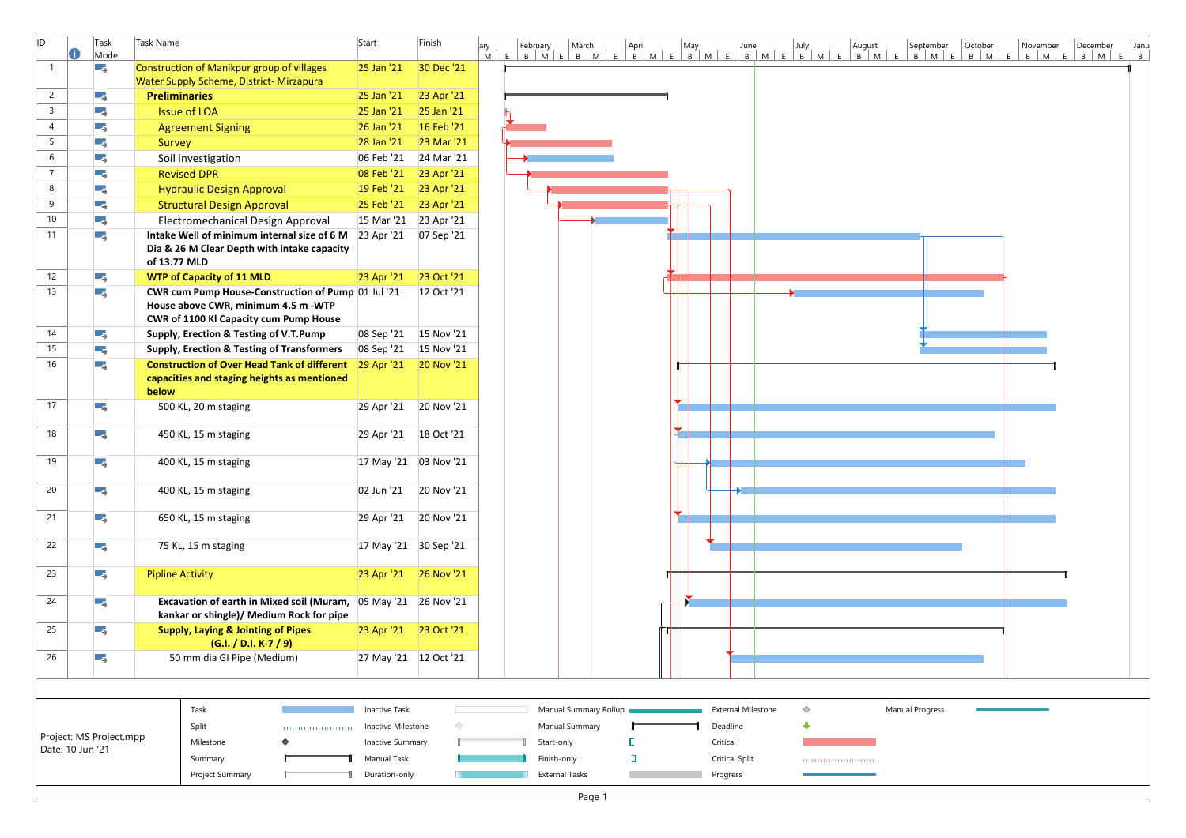| ID | Task Mode | Task Name | Start | Finish |
|---|---|---|---|---|
| 1 | | Construction of Manikpur group of villages Water Supply Scheme, District- Mirzapura | 25 Jan '21 | 30 Dec '21 |
| 2 | | **Preliminaries** | 25 Jan '21 | 23 Apr '21 |
| 3 | | Issue of LOA | 25 Jan '21 | 25 Jan '21 |
| 4 | | Agreement Signing | 26 Jan '21 | 16 Feb '21 |
| 5 | | Survey | 28 Jan '21 | 23 Mar '21 |
| 6 | | Soil investigation | 06 Feb '21 | 24 Mar '21 |
| 7 | | Revised DPR | 08 Feb '21 | 23 Apr '21 |
| 8 | | Hydraulic Design Approval | 19 Feb '21 | 23 Apr '21 |
| 9 | | Structural Design Approval | 25 Feb '21 | 23 Apr '21 |
| 10 | | Electromechanical Design Approval | 15 Mar '21 | 23 Apr '21 |
| 11 | | **Intake Well of minimum internal size of 6 M Dia & 26 M Clear Depth with intake capacity of 13.77 MLD** | 23 Apr '21 | 07 Sep '21 |
| 12 | | **WTP of Capacity of 11 MLD** | 23 Apr '21 | 23 Oct '21 |
| 13 | | **CWR cum Pump House-Construction of Pump House above CWR, minimum 4.5 m -WTP CWR of 1100 Kl Capacity cum Pump House** | 01 Jul '21 | 12 Oct '21 |
| 14 | | **Supply, Erection & Testing of V.T.Pump** | 08 Sep '21 | 15 Nov '21 |
| 15 | | **Supply, Erection & Testing of Transformers** | 08 Sep '21 | 15 Nov '21 |
| 16 | | **Construction of Over Head Tank of different capacities and staging heights as mentioned below** | 29 Apr '21 | 20 Nov '21 |
| 17 | | 500 KL, 20 m staging | 29 Apr '21 | 20 Nov '21 |
| 18 | | 450 KL, 15 m staging | 29 Apr '21 | 18 Oct '21 |
| 19 | | 400 KL, 15 m staging | 17 May '21 | 03 Nov '21 |
| 20 | | 400 KL, 15 m staging | 02 Jun '21 | 20 Nov '21 |
| 21 | | 650 KL, 15 m staging | 29 Apr '21 | 20 Nov '21 |
| 22 | | 75 KL, 15 m staging | 17 May '21 | 30 Sep '21 |
| 23 | | Pipline Activity | 23 Apr '21 | 26 Nov '21 |
| 24 | | **Excavation of earth in Mixed soil (Muram, kankar or shingle)/ Medium Rock for pipe** | 05 May '21 | 26 Nov '21 |
| 25 | | **Supply, Laying & Jointing of Pipes (G.I. / D.I. K-7 / 9)** | 23 Apr '21 | 23 Oct '21 |
| 26 | | 50 mm dia GI Pipe (Medium) | 27 May '21 | 12 Oct '21 |

Project: MS Project.mpp
Date: 10 Jun '21

Legend: Task, Split, Milestone, Summary, Project Summary, Inactive Task, Inactive Milestone, Inactive Summary, Manual Task, Duration-only, Manual Summary Rollup, Manual Summary, Start-only, Finish-only, External Tasks, External Milestone, Deadline, Critical, Critical Split, Progress, Manual Progress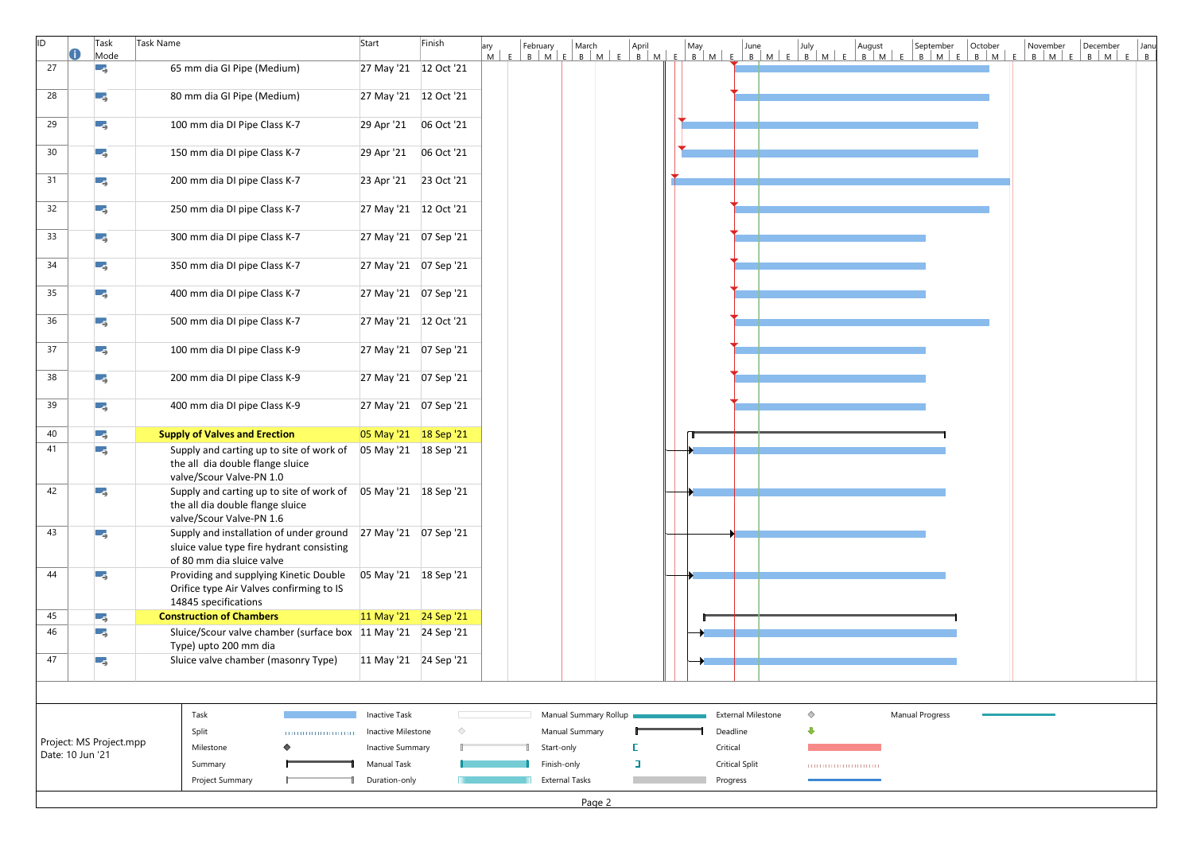| ID | Task Mode | Task Name | Start | Finish |
|---|---|---|---|---|
| 27 | | 65 mm dia GI Pipe (Medium) | 27 May '21 | 12 Oct '21 |
| 28 | | 80 mm dia GI Pipe (Medium) | 27 May '21 | 12 Oct '21 |
| 29 | | 100 mm dia DI Pipe Class K-7 | 29 Apr '21 | 06 Oct '21 |
| 30 | | 150 mm dia DI pipe Class K-7 | 29 Apr '21 | 06 Oct '21 |
| 31 | | 200 mm dia DI pipe Class K-7 | 23 Apr '21 | 23 Oct '21 |
| 32 | | 250 mm dia DI pipe Class K-7 | 27 May '21 | 12 Oct '21 |
| 33 | | 300 mm dia DI pipe Class K-7 | 27 May '21 | 07 Sep '21 |
| 34 | | 350 mm dia DI pipe Class K-7 | 27 May '21 | 07 Sep '21 |
| 35 | | 400 mm dia DI pipe Class K-7 | 27 May '21 | 07 Sep '21 |
| 36 | | 500 mm dia DI pipe Class K-7 | 27 May '21 | 12 Oct '21 |
| 37 | | 100 mm dia DI pipe Class K-9 | 27 May '21 | 07 Sep '21 |
| 38 | | 200 mm dia DI pipe Class K-9 | 27 May '21 | 07 Sep '21 |
| 39 | | 400 mm dia DI pipe Class K-9 | 27 May '21 | 07 Sep '21 |
| 40 | | **Supply of Valves and Erection** | 05 May '21 | 18 Sep '21 |
| 41 | | Supply and carting up to site of work of the all dia double flange sluice valve/Scour Valve-PN 1.0 | 05 May '21 | 18 Sep '21 |
| 42 | | Supply and carting up to site of work of the all dia double flange sluice valve/Scour Valve-PN 1.6 | 05 May '21 | 18 Sep '21 |
| 43 | | Supply and installation of under ground sluice value type fire hydrant consisting of 80 mm dia sluice valve | 27 May '21 | 07 Sep '21 |
| 44 | | Providing and supplying Kinetic Double Orifice type Air Valves confirming to IS 14845 specifications | 05 May '21 | 18 Sep '21 |
| 45 | | **Construction of Chambers** | 11 May '21 | 24 Sep '21 |
| 46 | | Sluice/Scour valve chamber (surface box Type) upto 200 mm dia | 11 May '21 | 24 Sep '21 |
| 47 | | Sluice valve chamber (masonry Type) | 11 May '21 | 24 Sep '21 |

Project: MS Project.mpp
Date: 10 Jun '21

| | | | | | | | | | |
|---|---|---|---|---|---|---|---|---|---|
| Task | | Inactive Task | | Manual Summary Rollup | | External Milestone | | Manual Progress | |
| Split | | Inactive Milestone | | Manual Summary | | Deadline | | | |
| Milestone | | Inactive Summary | | Start-only | | Critical | | | |
| Summary | | Manual Task | | Finish-only | | Critical Split | | | |
| Project Summary | | Duration-only | | External Tasks | | Progress | | | |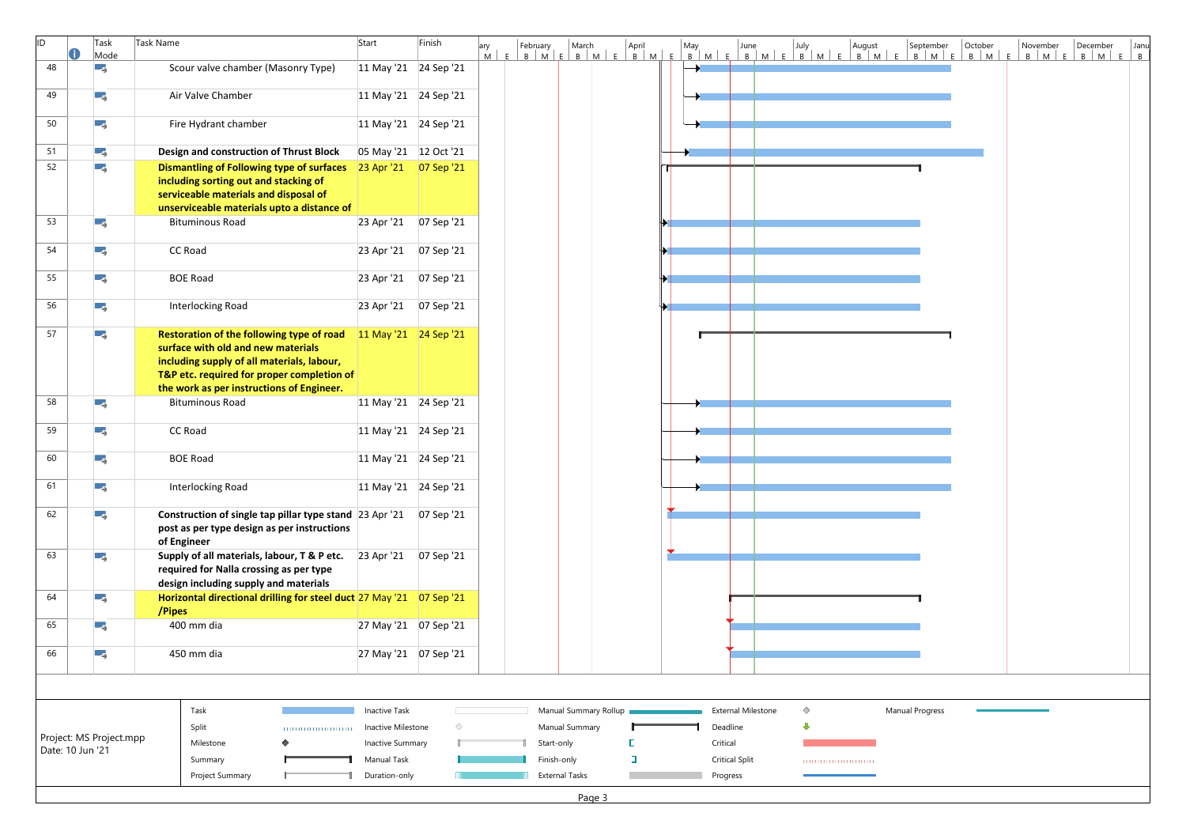| ID | Task Mode | Task Name | Start | Finish |
|---|---|---|---|---|
| 48 | | Scour valve chamber (Masonry Type) | 11 May '21 | 24 Sep '21 |
| 49 | | Air Valve Chamber | 11 May '21 | 24 Sep '21 |
| 50 | | Fire Hydrant chamber | 11 May '21 | 24 Sep '21 |
| 51 | | **Design and construction of Thrust Block** | 05 May '21 | 12 Oct '21 |
| 52 | | **Dismantling of Following type of surfaces including sorting out and stacking of serviceable materials and disposal of unserviceable materials upto a distance of** | 23 Apr '21 | 07 Sep '21 |
| 53 | | Bituminous Road | 23 Apr '21 | 07 Sep '21 |
| 54 | | CC Road | 23 Apr '21 | 07 Sep '21 |
| 55 | | BOE Road | 23 Apr '21 | 07 Sep '21 |
| 56 | | Interlocking Road | 23 Apr '21 | 07 Sep '21 |
| 57 | | **Restoration of the following type of road surface with old and new materials including supply of all materials, labour, T&P etc. required for proper completion of the work as per instructions of Engineer.** | 11 May '21 | 24 Sep '21 |
| 58 | | Bituminous Road | 11 May '21 | 24 Sep '21 |
| 59 | | CC Road | 11 May '21 | 24 Sep '21 |
| 60 | | BOE Road | 11 May '21 | 24 Sep '21 |
| 61 | | Interlocking Road | 11 May '21 | 24 Sep '21 |
| 62 | | **Construction of single tap pillar type stand post as per type design as per instructions of Engineer** | 23 Apr '21 | 07 Sep '21 |
| 63 | | **Supply of all materials, labour, T & P etc. required for Nalla crossing as per type design including supply and materials** | 23 Apr '21 | 07 Sep '21 |
| 64 | | **Horizontal directional drilling for steel duct /Pipes** | 27 May '21 | 07 Sep '21 |
| 65 | | 400 mm dia | 27 May '21 | 07 Sep '21 |
| 66 | | 450 mm dia | 27 May '21 | 07 Sep '21 |

Project: MS Project.mpp
Date: 10 Jun '21

| | | | | | | | | | |
|---|---|---|---|---|---|---|---|---|---|
| Task | | Inactive Task | | Manual Summary Rollup | | External Milestone | | Manual Progress | |
| Split | | Inactive Milestone | | Manual Summary | | Deadline | | | |
| Milestone | | Inactive Summary | | Start-only | | Critical | | | |
| Summary | | Manual Task | | Finish-only | | Critical Split | | | |
| Project Summary | | Duration-only | | External Tasks | | Progress | | | |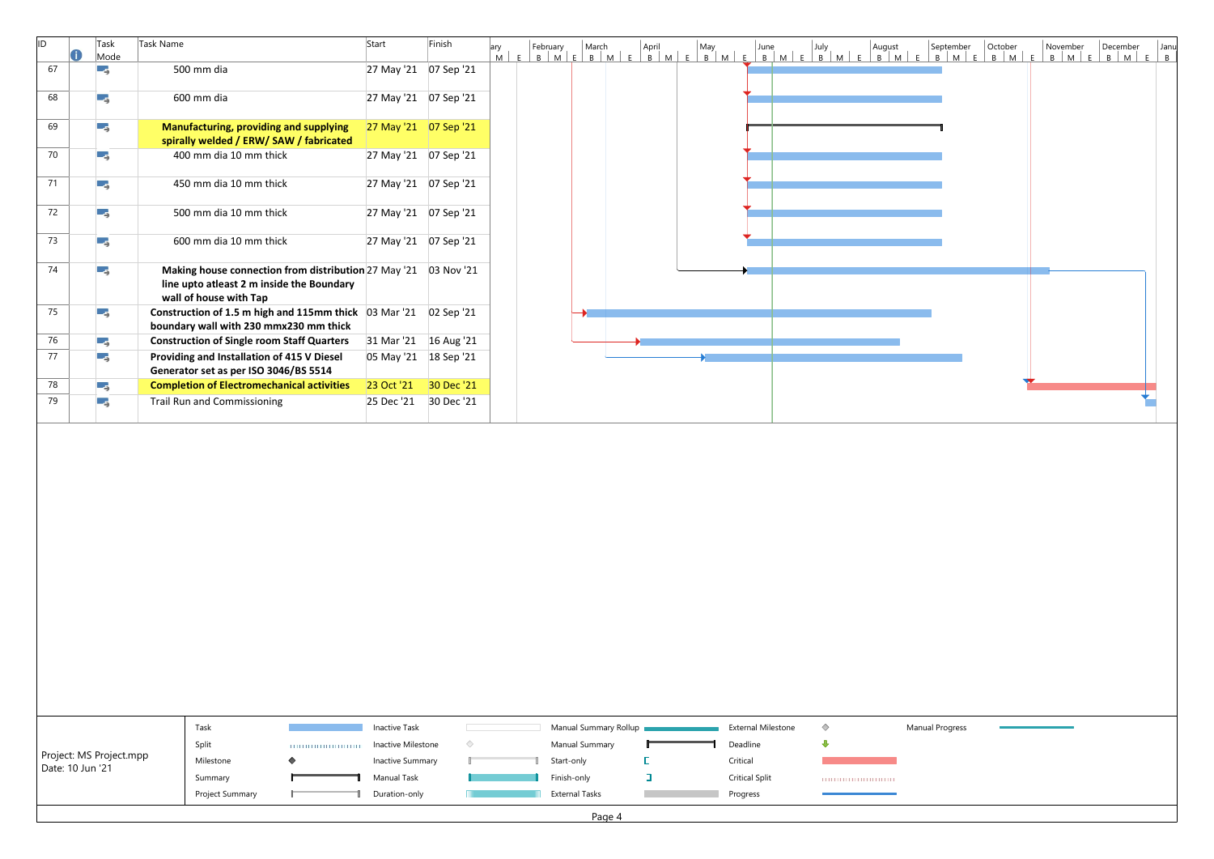| ID | | Task Mode | Task Name | Start | Finish |
|---|---|---|---|---|---|
| 67 | | | 500 mm dia | 27 May '21 | 07 Sep '21 |
| 68 | | | 600 mm dia | 27 May '21 | 07 Sep '21 |
| 69 | | | **Manufacturing, providing and supplying spirally welded / ERW/ SAW / fabricated** | 27 May '21 | 07 Sep '21 |
| 70 | | | 400 mm dia 10 mm thick | 27 May '21 | 07 Sep '21 |
| 71 | | | 450 mm dia 10 mm thick | 27 May '21 | 07 Sep '21 |
| 72 | | | 500 mm dia 10 mm thick | 27 May '21 | 07 Sep '21 |
| 73 | | | 600 mm dia 10 mm thick | 27 May '21 | 07 Sep '21 |
| 74 | | | **Making house connection from distribution line upto atleast 2 m inside the Boundary wall of house with Tap** | 27 May '21 | 03 Nov '21 |
| 75 | | | **Construction of 1.5 m high and 115mm thick boundary wall with 230 mmx230 mm thick** | 03 Mar '21 | 02 Sep '21 |
| 76 | | | **Construction of Single room Staff Quarters** | 31 Mar '21 | 16 Aug '21 |
| 77 | | | **Providing and Installation of 415 V Diesel Generator set as per ISO 3046/BS 5514** | 05 May '21 | 18 Sep '21 |
| 78 | | | **Completion of Electromechanical activities** | 23 Oct '21 | 30 Dec '21 |
| 79 | | | Trail Run and Commissioning | 25 Dec '21 | 30 Dec '21 |

Project: MS Project.mpp
Date: 10 Jun '21

Task
Split
Milestone
Summary
Project Summary
Inactive Task
Inactive Milestone
Inactive Summary
Manual Task
Duration-only
Manual Summary Rollup
Manual Summary
Start-only
Finish-only
External Tasks
External Milestone
Deadline
Critical
Critical Split
Progress
Manual Progress